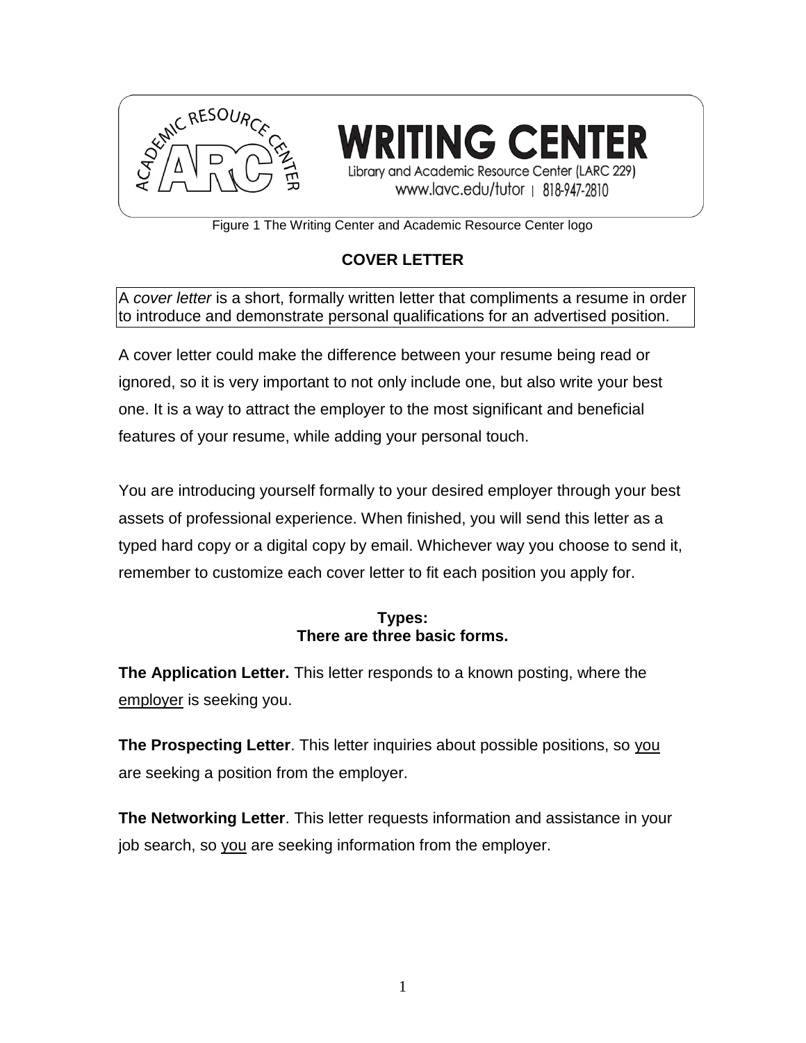WRITING CENTER
Library and Academic Resource Center (LARC 229)
www.lavc.edu/tutor | 818-947-2810

Figure 1 The Writing Center and Academic Resource Center logo

# COVER LETTER

A *cover letter* is a short, formally written letter that compliments a resume in order to introduce and demonstrate personal qualifications for an advertised position.

A cover letter could make the difference between your resume being read or ignored, so it is very important to not only include one, but also write your best one. It is a way to attract the employer to the most significant and beneficial features of your resume, while adding your personal touch.

You are introducing yourself formally to your desired employer through your best assets of professional experience. When finished, you will send this letter as a typed hard copy or a digital copy by email. Whichever way you choose to send it, remember to customize each cover letter to fit each position you apply for.

## Types:
**There are three basic forms.**

**The Application Letter.** This letter responds to a known posting, where the employer is seeking you.

**The Prospecting Letter**. This letter inquiries about possible positions, so you are seeking a position from the employer.

**The Networking Letter**. This letter requests information and assistance in your job search, so you are seeking information from the employer.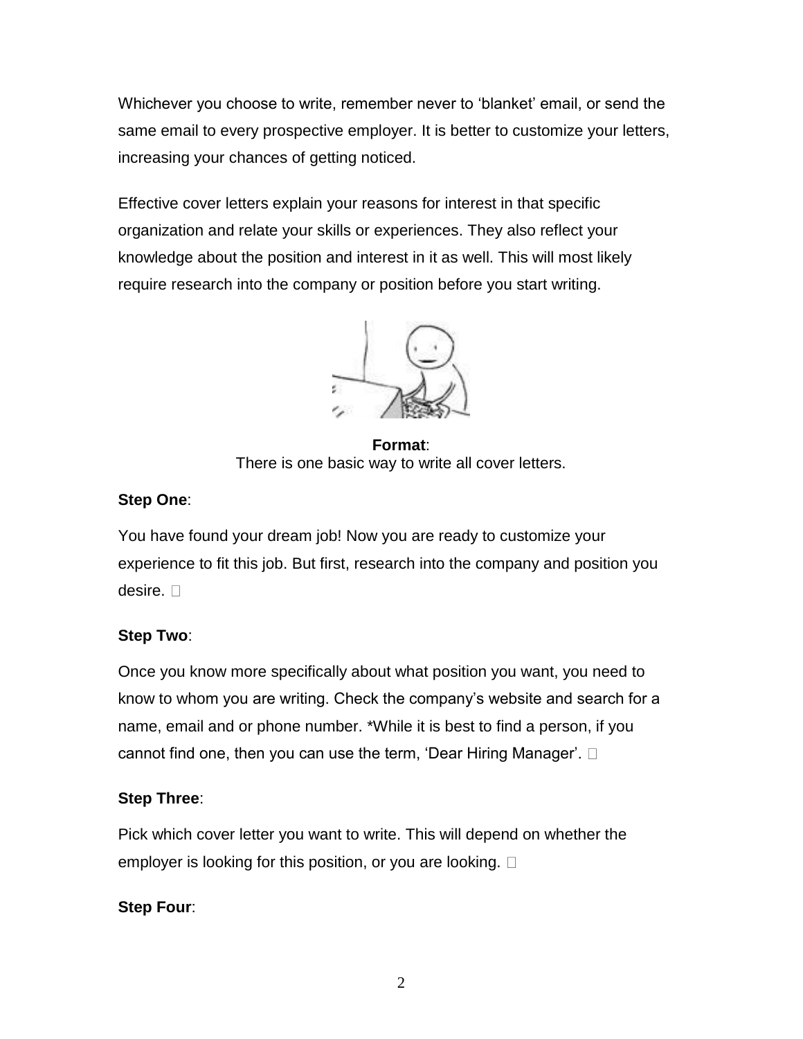Whichever you choose to write, remember never to 'blanket' email, or send the same email to every prospective employer. It is better to customize your letters, increasing your chances of getting noticed.

Effective cover letters explain your reasons for interest in that specific organization and relate your skills or experiences. They also reflect your knowledge about the position and interest in it as well. This will most likely require research into the company or position before you start writing.

**Format**:
There is one basic way to write all cover letters.

**Step One**:

You have found your dream job! Now you are ready to customize your experience to fit this job. But first, research into the company and position you desire.

**Step Two**:

Once you know more specifically about what position you want, you need to know to whom you are writing. Check the company's website and search for a name, email and or phone number. *While it is best to find a person, if you cannot find one, then you can use the term, 'Dear Hiring Manager'.

**Step Three**:

Pick which cover letter you want to write. This will depend on whether the employer is looking for this position, or you are looking.

**Step Four**: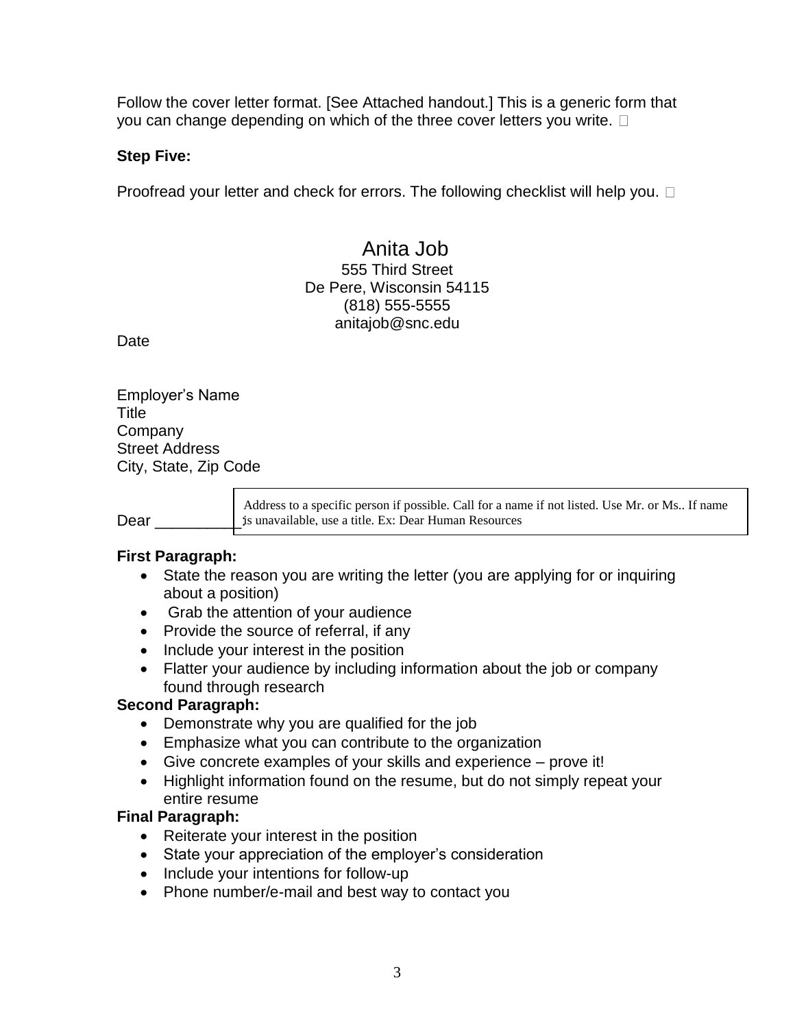Follow the cover letter format. [See Attached handout.] This is a generic form that you can change depending on which of the three cover letters you write.

**Step Five:**

Proofread your letter and check for errors. The following checklist will help you.

Anita Job
555 Third Street
De Pere, Wisconsin 54115
(818) 555-5555
anitajob@snc.edu

Date

Employer's Name
Title
Company
Street Address
City, State, Zip Code

Dear __________

> Address to a specific person if possible. Call for a name if not listed. Use Mr. or Ms.. If name is unavailable, use a title. Ex: Dear Human Resources

**First Paragraph:**

- State the reason you are writing the letter (you are applying for or inquiring about a position)
- Grab the attention of your audience
- Provide the source of referral, if any
- Include your interest in the position
- Flatter your audience by including information about the job or company found through research

**Second Paragraph:**

- Demonstrate why you are qualified for the job
- Emphasize what you can contribute to the organization
- Give concrete examples of your skills and experience – prove it!
- Highlight information found on the resume, but do not simply repeat your entire resume

**Final Paragraph:**

- Reiterate your interest in the position
- State your appreciation of the employer's consideration
- Include your intentions for follow-up
- Phone number/e-mail and best way to contact you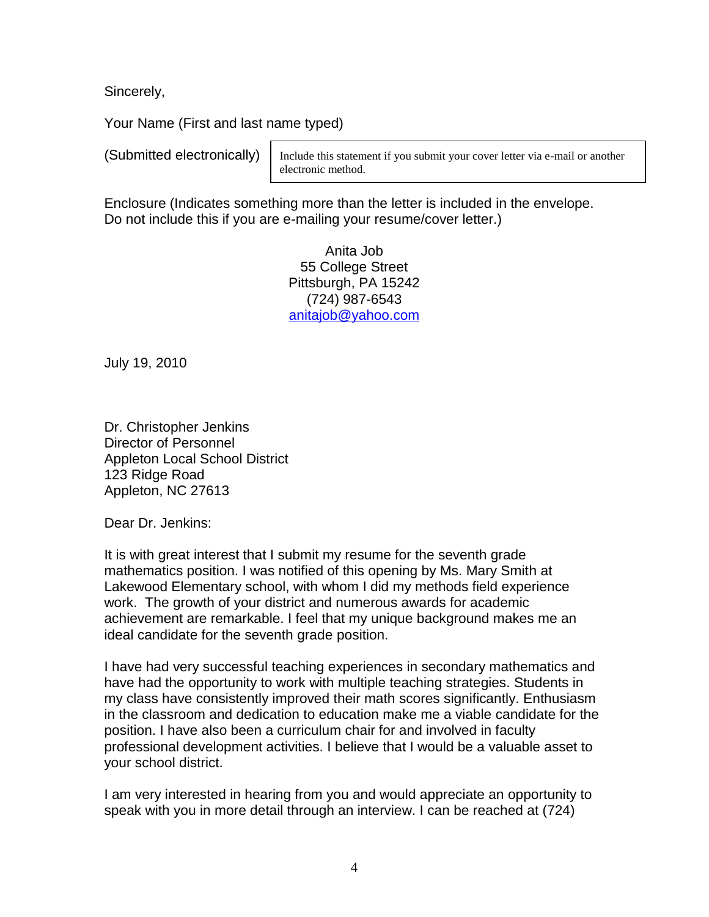Sincerely,

Your Name (First and last name typed)

(Submitted electronically)

> Include this statement if you submit your cover letter via e-mail or another electronic method.

Enclosure (Indicates something more than the letter is included in the envelope. Do not include this if you are e-mailing your resume/cover letter.)

Anita Job
55 College Street
Pittsburgh, PA 15242
(724) 987-6543
anitajob@yahoo.com

July 19, 2010

Dr. Christopher Jenkins
Director of Personnel
Appleton Local School District
123 Ridge Road
Appleton, NC 27613

Dear Dr. Jenkins:

It is with great interest that I submit my resume for the seventh grade mathematics position. I was notified of this opening by Ms. Mary Smith at Lakewood Elementary school, with whom I did my methods field experience work. The growth of your district and numerous awards for academic achievement are remarkable. I feel that my unique background makes me an ideal candidate for the seventh grade position.

I have had very successful teaching experiences in secondary mathematics and have had the opportunity to work with multiple teaching strategies. Students in my class have consistently improved their math scores significantly. Enthusiasm in the classroom and dedication to education make me a viable candidate for the position. I have also been a curriculum chair for and involved in faculty professional development activities. I believe that I would be a valuable asset to your school district.

I am very interested in hearing from you and would appreciate an opportunity to speak with you in more detail through an interview. I can be reached at (724)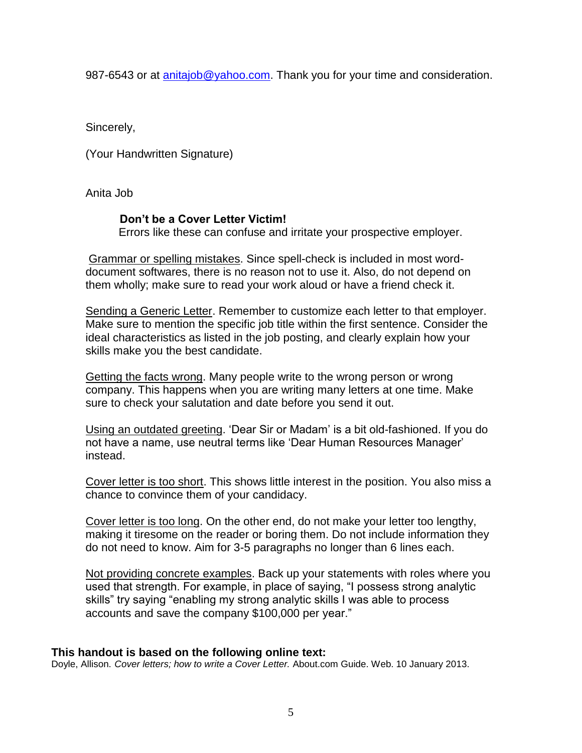987-6543 or at anitajob@yahoo.com. Thank you for your time and consideration.

Sincerely,

(Your Handwritten Signature)

Anita Job

**Don't be a Cover Letter Victim!**

Errors like these can confuse and irritate your prospective employer.

Grammar or spelling mistakes. Since spell-check is included in most word-document softwares, there is no reason not to use it. Also, do not depend on them wholly; make sure to read your work aloud or have a friend check it.

Sending a Generic Letter. Remember to customize each letter to that employer. Make sure to mention the specific job title within the first sentence. Consider the ideal characteristics as listed in the job posting, and clearly explain how your skills make you the best candidate.

Getting the facts wrong. Many people write to the wrong person or wrong company. This happens when you are writing many letters at one time. Make sure to check your salutation and date before you send it out.

Using an outdated greeting. 'Dear Sir or Madam' is a bit old-fashioned. If you do not have a name, use neutral terms like 'Dear Human Resources Manager' instead.

Cover letter is too short. This shows little interest in the position. You also miss a chance to convince them of your candidacy.

Cover letter is too long. On the other end, do not make your letter too lengthy, making it tiresome on the reader or boring them. Do not include information they do not need to know. Aim for 3-5 paragraphs no longer than 6 lines each.

Not providing concrete examples. Back up your statements with roles where you used that strength. For example, in place of saying, "I possess strong analytic skills" try saying "enabling my strong analytic skills I was able to process accounts and save the company $100,000 per year."

**This handout is based on the following online text:**

Doyle, Allison. *Cover letters; how to write a Cover Letter.* About.com Guide. Web. 10 January 2013.